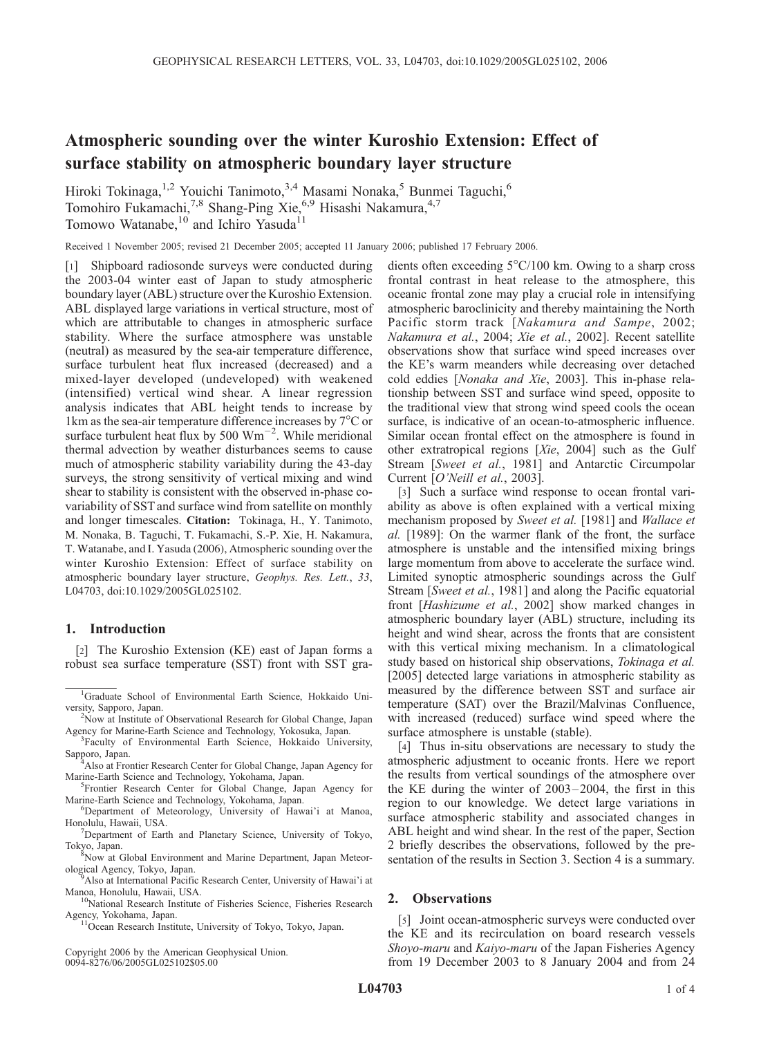# Atmospheric sounding over the winter Kuroshio Extension: Effect of surface stability on atmospheric boundary layer structure

Hiroki Tokinaga,[1,2] Youichi Tanimoto,[3,4] Masami Nonaka,[5] Bunmei Taguchi,[6] Tomohiro Fukamachi,[7,8] Shang-Ping Xie,[6,9] Hisashi Nakamura,[4,7] Tomowo Watanabe,[10] and Ichiro Yasuda[11]

Received 1 November 2005; revised 21 December 2005; accepted 11 January 2006; published 17 February 2006.

[1] Shipboard radiosonde surveys were conducted during the 2003-04 winter east of Japan to study atmospheric boundary layer (ABL) structure over the Kuroshio Extension. ABL displayed large variations in vertical structure, most of which are attributable to changes in atmospheric surface stability. Where the surface atmosphere was unstable (neutral) as measured by the sea-air temperature difference, surface turbulent heat flux increased (decreased) and a mixed-layer developed (undeveloped) with weakened (intensified) vertical wind shear. A linear regression analysis indicates that ABL height tends to increase by 1km as the sea-air temperature difference increases by 7°C or surface turbulent heat flux by 500 $\mathrm{Wm^{-2}}$. While meridional thermal advection by weather disturbances seems to cause much of atmospheric stability variability during the 43-day surveys, the strong sensitivity of vertical mixing and wind shear to stability is consistent with the observed in-phase co-variability of SST and surface wind from satellite on monthly and longer timescales. **Citation:** Tokinaga, H., Y. Tanimoto, M. Nonaka, B. Taguchi, T. Fukamachi, S.-P. Xie, H. Nakamura, T. Watanabe, and I. Yasuda (2006), Atmospheric sounding over the winter Kuroshio Extension: Effect of surface stability on atmospheric boundary layer structure, *Geophys. Res. Lett.*, *33*, L04703, doi:10.1029/2005GL025102.

## 1. Introduction

[2] The Kuroshio Extension (KE) east of Japan forms a robust sea surface temperature (SST) front with SST gradients often exceeding 5°C/100 km. Owing to a sharp cross frontal contrast in heat release to the atmosphere, this oceanic frontal zone may play a crucial role in intensifying atmospheric baroclinicity and thereby maintaining the North Pacific storm track [*Nakamura and Sampe*, 2002; *Nakamura et al.*, 2004; *Xie et al.*, 2002]. Recent satellite observations show that surface wind speed increases over the KE's warm meanders while decreasing over detached cold eddies [*Nonaka and Xie*, 2003]. This in-phase relationship between SST and surface wind speed, opposite to the traditional view that strong wind speed cools the ocean surface, is indicative of an ocean-to-atmospheric influence. Similar ocean frontal effect on the atmosphere is found in other extratropical regions [*Xie*, 2004] such as the Gulf Stream [*Sweet et al.*, 1981] and Antarctic Circumpolar Current [*O'Neill et al.*, 2003].

[3] Such a surface wind response to ocean frontal variability as above is often explained with a vertical mixing mechanism proposed by *Sweet et al.* [1981] and *Wallace et al.* [1989]: On the warmer flank of the front, the surface atmosphere is unstable and the intensified mixing brings large momentum from above to accelerate the surface wind. Limited synoptic atmospheric soundings across the Gulf Stream [*Sweet et al.*, 1981] and along the Pacific equatorial front [*Hashizume et al.*, 2002] show marked changes in atmospheric boundary layer (ABL) structure, including its height and wind shear, across the fronts that are consistent with this vertical mixing mechanism. In a climatological study based on historical ship observations, *Tokinaga et al.* [2005] detected large variations in atmospheric stability as measured by the difference between SST and surface air temperature (SAT) over the Brazil/Malvinas Confluence, with increased (reduced) surface wind speed where the surface atmosphere is unstable (stable).

[4] Thus in-situ observations are necessary to study the atmospheric adjustment to oceanic fronts. Here we report the results from vertical soundings of the atmosphere over the KE during the winter of 2003–2004, the first in this region to our knowledge. We detect large variations in surface atmospheric stability and associated changes in ABL height and wind shear. In the rest of the paper, Section 2 briefly describes the observations, followed by the presentation of the results in Section 3. Section 4 is a summary.

## 2. Observations

[5] Joint ocean-atmospheric surveys were conducted over the KE and its recirculation on board research vessels *Shoyo-maru* and *Kaiyo-maru* of the Japan Fisheries Agency from 19 December 2003 to 8 January 2004 and from 24

---

[1]Graduate School of Environmental Earth Science, Hokkaido University, Sapporo, Japan.

[2]Now at Institute of Observational Research for Global Change, Japan Agency for Marine-Earth Science and Technology, Yokosuka, Japan.

[3]Faculty of Environmental Earth Science, Hokkaido University, Sapporo, Japan.

[4]Also at Frontier Research Center for Global Change, Japan Agency for Marine-Earth Science and Technology, Yokohama, Japan.

[5]Frontier Research Center for Global Change, Japan Agency for Marine-Earth Science and Technology, Yokohama, Japan.

[6]Department of Meteorology, University of Hawai'i at Manoa, Honolulu, Hawaii, USA.

[7]Department of Earth and Planetary Science, University of Tokyo, Tokyo, Japan.

[8]Now at Global Environment and Marine Department, Japan Meteorological Agency, Tokyo, Japan.

[9]Also at International Pacific Research Center, University of Hawai'i at Manoa, Honolulu, Hawaii, USA.

[10]National Research Institute of Fisheries Science, Fisheries Research Agency, Yokohama, Japan.

[11]Ocean Research Institute, University of Tokyo, Tokyo, Japan.

Copyright 2006 by the American Geophysical Union.
0094-8276/06/2005GL025102$05.00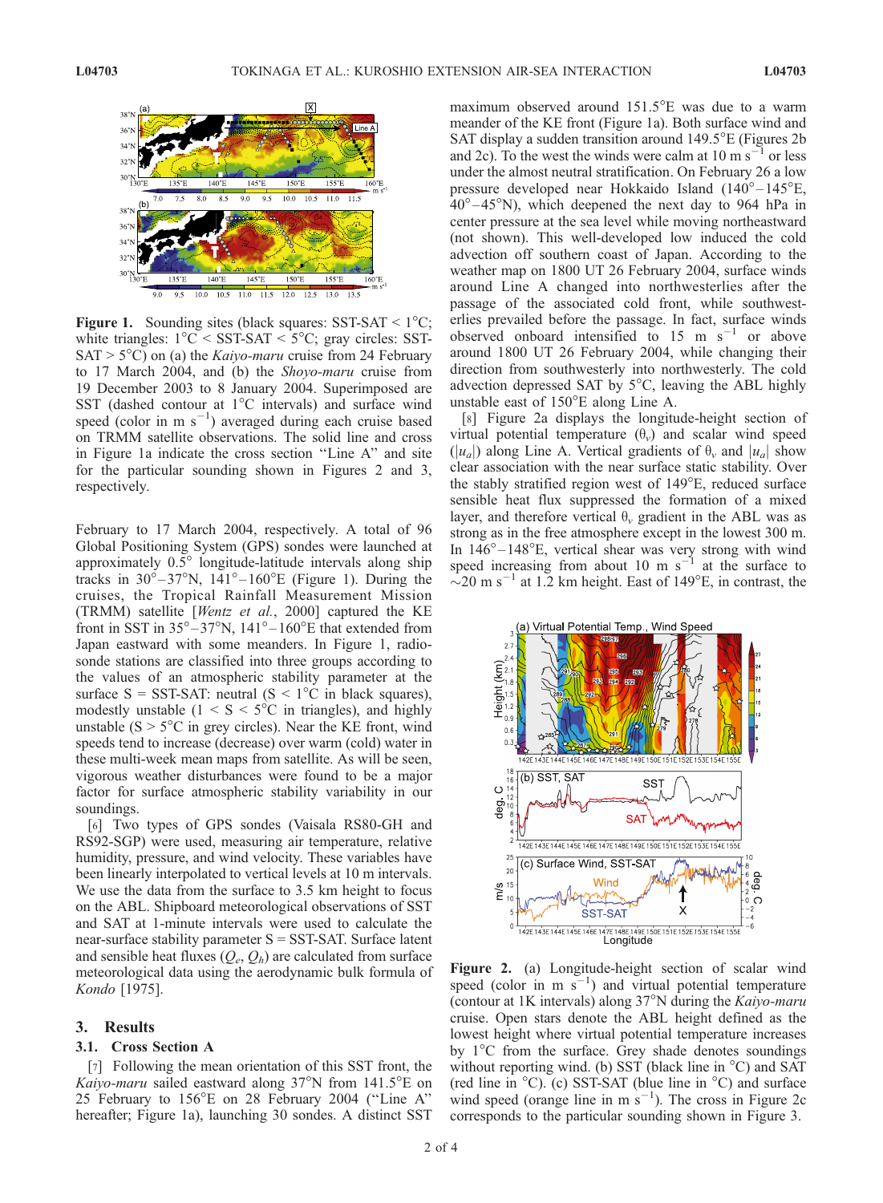**Figure 1.** Sounding sites (black squares: SST-SAT < 1°C; white triangles: 1°C < SST-SAT < 5°C; gray circles: SST-SAT > 5°C) on (a) the *Kaiyo-maru* cruise from 24 February to 17 March 2004, and (b) the *Shoyo-maru* cruise from 19 December 2003 to 8 January 2004. Superimposed are SST (dashed contour at 1°C intervals) and surface wind speed (color in m s$^{-1}$) averaged during each cruise based on TRMM satellite observations. The solid line and cross in Figure 1a indicate the cross section "Line A" and site for the particular sounding shown in Figures 2 and 3, respectively.

February to 17 March 2004, respectively. A total of 96 Global Positioning System (GPS) sondes were launched at approximately 0.5° longitude-latitude intervals along ship tracks in 30°–37°N, 141°–160°E (Figure 1). During the cruises, the Tropical Rainfall Measurement Mission (TRMM) satellite [*Wentz et al.*, 2000] captured the KE front in SST in 35°–37°N, 141°–160°E that extended from Japan eastward with some meanders. In Figure 1, radiosonde stations are classified into three groups according to the values of an atmospheric stability parameter at the surface S = SST-SAT: neutral (S < 1°C in black squares), modestly unstable (1 < S < 5°C in triangles), and highly unstable (S > 5°C in grey circles). Near the KE front, wind speeds tend to increase (decrease) over warm (cold) water in these multi-week mean maps from satellite. As will be seen, vigorous weather disturbances were found to be a major factor for surface atmospheric stability variability in our soundings.

[6] Two types of GPS sondes (Vaisala RS80-GH and RS92-SGP) were used, measuring air temperature, relative humidity, pressure, and wind velocity. These variables have been linearly interpolated to vertical levels at 10 m intervals. We use the data from the surface to 3.5 km height to focus on the ABL. Shipboard meteorological observations of SST and SAT at 1-minute intervals were used to calculate the near-surface stability parameter S = SST-SAT. Surface latent and sensible heat fluxes ($Q_e$, $Q_h$) are calculated from surface meteorological data using the aerodynamic bulk formula of *Kondo* [1975].

## 3. Results

### 3.1. Cross Section A

[7] Following the mean orientation of this SST front, the *Kaiyo-maru* sailed eastward along 37°N from 141.5°E on 25 February to 156°E on 28 February 2004 ("Line A" hereafter; Figure 1a), launching 30 sondes. A distinct SST maximum observed around 151.5°E was due to a warm meander of the KE front (Figure 1a). Both surface wind and SAT display a sudden transition around 149.5°E (Figures 2b and 2c). To the west the winds were calm at 10 m s$^{-1}$ or less under the almost neutral stratification. On February 26 a low pressure developed near Hokkaido Island (140°–145°E, 40°–45°N), which deepened the next day to 964 hPa in center pressure at the sea level while moving northeastward (not shown). This well-developed low induced the cold advection off southern coast of Japan. According to the weather map on 1800 UT 26 February 2004, surface winds around Line A changed into northwesterlies after the passage of the associated cold front, while southwesterlies prevailed before the passage. In fact, surface winds observed onboard intensified to 15 m s$^{-1}$ or above around 1800 UT 26 February 2004, while changing their direction from southwesterly into northwesterly. The cold advection depressed SAT by 5°C, leaving the ABL highly unstable east of 150°E along Line A.

[8] Figure 2a displays the longitude-height section of virtual potential temperature ($\theta_v$) and scalar wind speed ($|u_a|$) along Line A. Vertical gradients of $\theta_v$ and $|u_a|$ show clear association with the near surface static stability. Over the stably stratified region west of 149°E, reduced surface sensible heat flux suppressed the formation of a mixed layer, and therefore vertical $\theta_v$ gradient in the ABL was as strong as in the free atmosphere except in the lowest 300 m. In 146°–148°E, vertical shear was very strong with wind speed increasing from about 10 m s$^{-1}$ at the surface to ~20 m s$^{-1}$ at 1.2 km height. East of 149°E, in contrast, the

**Figure 2.** (a) Longitude-height section of scalar wind speed (color in m s$^{-1}$) and virtual potential temperature (contour at 1K intervals) along 37°N during the *Kaiyo-maru* cruise. Open stars denote the ABL height defined as the lowest height where virtual potential temperature increases by 1°C from the surface. Grey shade denotes soundings without reporting wind. (b) SST (black line in °C) and SAT (red line in °C). (c) SST-SAT (blue line in °C) and surface wind speed (orange line in m s$^{-1}$). The cross in Figure 2c corresponds to the particular sounding shown in Figure 3.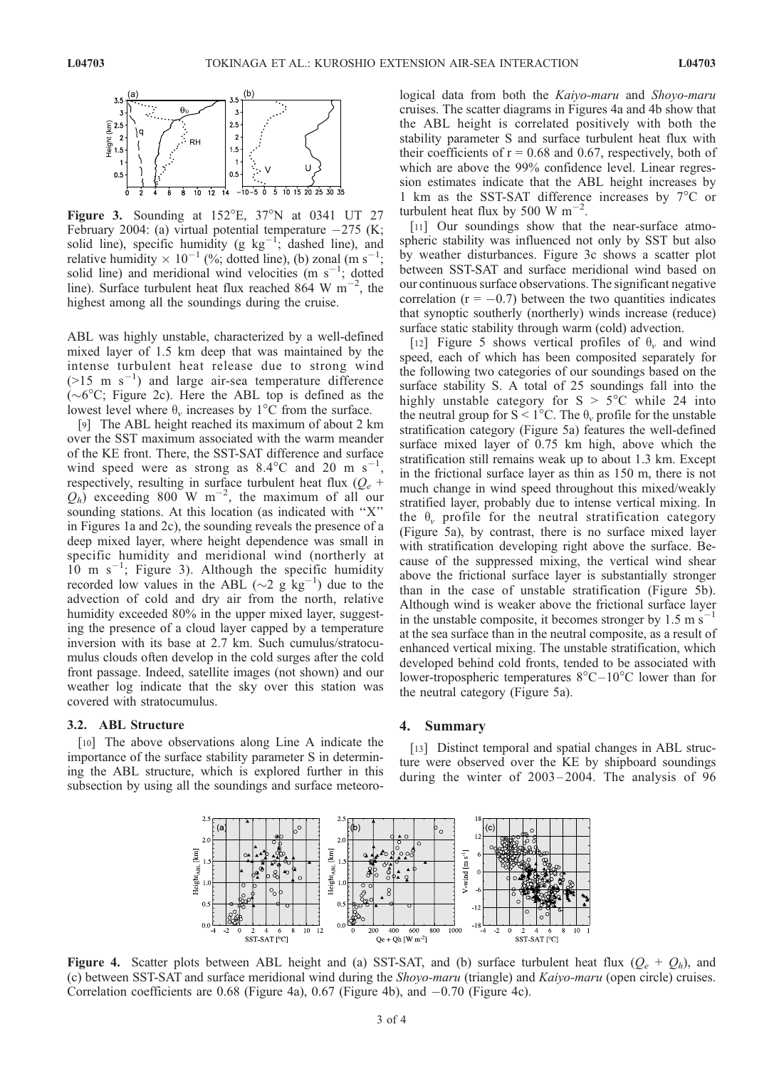**Figure 3.** Sounding at 152°E, 37°N at 0341 UT 27 February 2004: (a) virtual potential temperature −275 (K; solid line), specific humidity (g kg$^{-1}$; dashed line), and relative humidity × 10$^{-1}$ (%; dotted line), (b) zonal (m s$^{-1}$; solid line) and meridional wind velocities (m s$^{-1}$; dotted line). Surface turbulent heat flux reached 864 W m$^{-2}$, the highest among all the soundings during the cruise.

ABL was highly unstable, characterized by a well-defined mixed layer of 1.5 km deep that was maintained by the intense turbulent heat release due to strong wind (>15 m s$^{-1}$) and large air-sea temperature difference (~6°C; Figure 2c). Here the ABL top is defined as the lowest level where $\theta_v$ increases by 1°C from the surface.

[9] The ABL height reached its maximum of about 2 km over the SST maximum associated with the warm meander of the KE front. There, the SST-SAT difference and surface wind speed were as strong as 8.4°C and 20 m s$^{-1}$, respectively, resulting in surface turbulent heat flux ($Q_e$ + $Q_h$) exceeding 800 W m$^{-2}$, the maximum of all our sounding stations. At this location (as indicated with "X" in Figures 1a and 2c), the sounding reveals the presence of a deep mixed layer, where height dependence was small in specific humidity and meridional wind (northerly at 10 m s$^{-1}$; Figure 3). Although the specific humidity recorded low values in the ABL (~2 g kg$^{-1}$) due to the advection of cold and dry air from the north, relative humidity exceeded 80% in the upper mixed layer, suggesting the presence of a cloud layer capped by a temperature inversion with its base at 2.7 km. Such cumulus/stratocumulus clouds often develop in the cold surges after the cold front passage. Indeed, satellite images (not shown) and our weather log indicate that the sky over this station was covered with stratocumulus.

### 3.2. ABL Structure

[10] The above observations along Line A indicate the importance of the surface stability parameter S in determining the ABL structure, which is explored further in this subsection by using all the soundings and surface meteorological data from both the *Kaiyo-maru* and *Shoyo-maru* cruises. The scatter diagrams in Figures 4a and 4b show that the ABL height is correlated positively with both the stability parameter S and surface turbulent heat flux with their coefficients of r = 0.68 and 0.67, respectively, both of which are above the 99% confidence level. Linear regression estimates indicate that the ABL height increases by 1 km as the SST-SAT difference increases by 7°C or turbulent heat flux by 500 W m$^{-2}$.

[11] Our soundings show that the near-surface atmospheric stability was influenced not only by SST but also by weather disturbances. Figure 3c shows a scatter plot between SST-SAT and surface meridional wind based on our continuous surface observations. The significant negative correlation (r = −0.7) between the two quantities indicates that synoptic southerly (northerly) winds increase (reduce) surface static stability through warm (cold) advection.

[12] Figure 5 shows vertical profiles of $\theta_v$ and wind speed, each of which has been composited separately for the following two categories of our soundings based on the surface stability S. A total of 25 soundings fall into the highly unstable category for S > 5°C while 24 into the neutral group for S < 1°C. The $\theta_v$ profile for the unstable stratification category (Figure 5a) features the well-defined surface mixed layer of 0.75 km high, above which the stratification still remains weak up to about 1.3 km. Except in the frictional surface layer as thin as 150 m, there is not much change in wind speed throughout this mixed/weakly stratified layer, probably due to intense vertical mixing. In the $\theta_v$ profile for the neutral stratification category (Figure 5a), by contrast, there is no surface mixed layer with stratification developing right above the surface. Because of the suppressed mixing, the vertical wind shear above the frictional surface layer is substantially stronger than in the case of unstable stratification (Figure 5b). Although wind is weaker above the frictional surface layer in the unstable composite, it becomes stronger by 1.5 m s$^{-1}$ at the sea surface than in the neutral composite, as a result of enhanced vertical mixing. The unstable stratification, which developed behind cold fronts, tended to be associated with lower-tropospheric temperatures 8°C–10°C lower than for the neutral category (Figure 5a).

## 4. Summary

[13] Distinct temporal and spatial changes in ABL structure were observed over the KE by shipboard soundings during the winter of 2003–2004. The analysis of 96

**Figure 4.** Scatter plots between ABL height and (a) SST-SAT, and (b) surface turbulent heat flux ($Q_e$ + $Q_h$), and (c) between SST-SAT and surface meridional wind during the *Shoyo-maru* (triangle) and *Kaiyo-maru* (open circle) cruises. Correlation coefficients are 0.68 (Figure 4a), 0.67 (Figure 4b), and −0.70 (Figure 4c).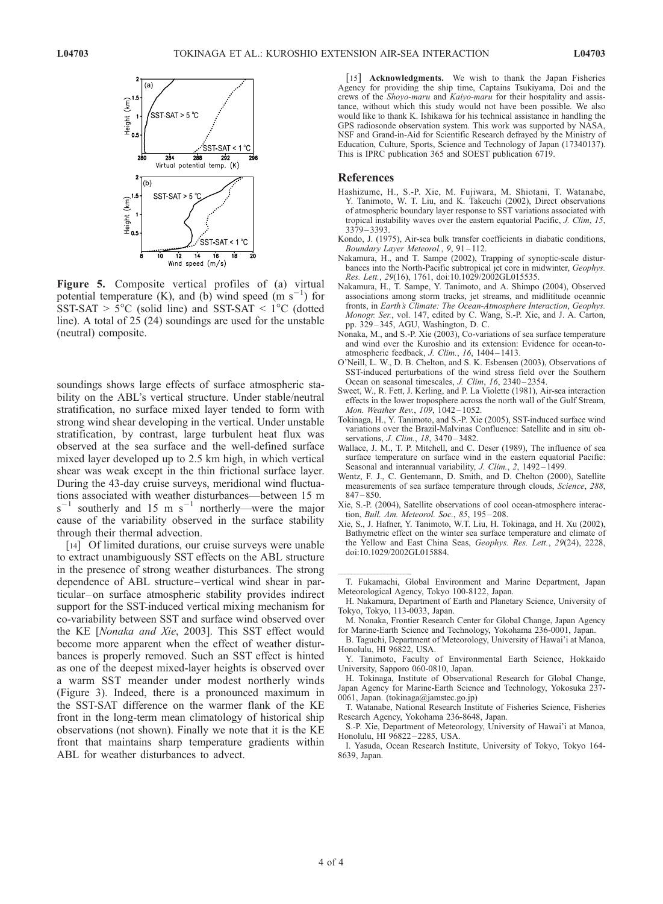(a)

Height (km)

SST-SAT > 5 °C

SST-SAT < 1 °C

280 284 288 292 296

Virtual potential temp. (K)

(b)

Height (km)

SST-SAT > 5 °C

SST-SAT < 1 °C

8 10 12 14 16 18 20

Wind speed (m/s)

**Figure 5.** Composite vertical profiles of (a) virtual potential temperature (K), and (b) wind speed (m $s^{-1}$) for SST-SAT > 5°C (solid line) and SST-SAT < 1°C (dotted line). A total of 25 (24) soundings are used for the unstable (neutral) composite.

soundings shows large effects of surface atmospheric stability on the ABL's vertical structure. Under stable/neutral stratification, no surface mixed layer tended to form with strong wind shear developing in the vertical. Under unstable stratification, by contrast, large turbulent heat flux was observed at the sea surface and the well-defined surface mixed layer developed up to 2.5 km high, in which vertical shear was weak except in the thin frictional surface layer. During the 43-day cruise surveys, meridional wind fluctuations associated with weather disturbances—between 15 m $s^{-1}$ southerly and 15 m $s^{-1}$ northerly—were the major cause of the variability observed in the surface stability through their thermal advection.

[14] Of limited durations, our cruise surveys were unable to extract unambiguously SST effects on the ABL structure in the presence of strong weather disturbances. The strong dependence of ABL structure–vertical wind shear in particular–on surface atmospheric stability provides indirect support for the SST-induced vertical mixing mechanism for co-variability between SST and surface wind observed over the KE [*Nonaka and Xie*, 2003]. This SST effect would become more apparent when the effect of weather disturbances is properly removed. Such an SST effect is hinted as one of the deepest mixed-layer heights is observed over a warm SST meander under modest northerly winds (Figure 3). Indeed, there is a pronounced maximum in the SST-SAT difference on the warmer flank of the KE front in the long-term mean climatology of historical ship observations (not shown). Finally we note that it is the KE front that maintains sharp temperature gradients within ABL for weather disturbances to advect.

[15] **Acknowledgments.** We wish to thank the Japan Fisheries Agency for providing the ship time, Captains Tsukiyama, Doi and the crews of the *Shoyo-maru* and *Kaiyo-maru* for their hospitality and assistance, without which this study would not have been possible. We also would like to thank K. Ishikawa for his technical assistance in handling the GPS radiosonde observation system. This work was supported by NASA, NSF and Grand-in-Aid for Scientific Research defrayed by the Ministry of Education, Culture, Sports, Science and Technology of Japan (17340137). This is IPRC publication 365 and SOEST publication 6719.

## References

Hashizume, H., S.-P. Xie, M. Fujiwara, M. Shiotani, T. Watanabe, Y. Tanimoto, W. T. Liu, and K. Takeuchi (2002), Direct observations of atmospheric boundary layer response to SST variations associated with tropical instability waves over the eastern equatorial Pacific, *J. Clim*, *15*, 3379–3393.

Kondo, J. (1975), Air-sea bulk transfer coefficients in diabatic conditions, *Boundary Layer Meteorol.*, *9*, 91–112.

Nakamura, H., and T. Sampe (2002), Trapping of synoptic-scale disturbances into the North-Pacific subtropical jet core in midwinter, *Geophys. Res. Lett.*, *29*(16), 1761, doi:10.1029/2002GL015535.

Nakamura, H., T. Sampe, Y. Tanimoto, and A. Shimpo (2004), Observed associations among storm tracks, jet streams, and midlititude oceannic fronts, in *Earth's Climate: The Ocean-Atmosphere Interaction*, *Geophys. Monogr. Ser.*, vol. 147, edited by C. Wang, S.-P. Xie, and J. A. Carton, pp. 329–345, AGU, Washington, D. C.

Nonaka, M., and S.-P. Xie (2003), Co-variations of sea surface temperature and wind over the Kuroshio and its extension: Evidence for ocean-to-atmospheric feedback, *J. Clim.*, *16*, 1404–1413.

O'Neill, L. W., D. B. Chelton, and S. K. Esbensen (2003), Observations of SST-induced perturbations of the wind stress field over the Southern Ocean on seasonal timescales, *J. Clim*, *16*, 2340–2354.

Sweet, W., R. Fett, J. Kerling, and P. La Violette (1981), Air-sea interaction effects in the lower troposphere across the north wall of the Gulf Stream, *Mon. Weather Rev.*, *109*, 1042–1052.

Tokinaga, H., Y. Tanimoto, and S.-P. Xie (2005), SST-induced surface wind variations over the Brazil-Malvinas Confluence: Satellite and in situ observations, *J. Clim.*, *18*, 3470–3482.

Wallace, J. M., T. P. Mitchell, and C. Deser (1989), The influence of sea surface temperature on surface wind in the eastern equatorial Pacific: Seasonal and interannual variability, *J. Clim.*, *2*, 1492–1499.

Wentz, F. J., C. Gentemann, D. Smith, and D. Chelton (2000), Satellite measurements of sea surface temperature through clouds, *Science*, *288*, 847–850.

Xie, S.-P. (2004), Satellite observations of cool ocean-atmosphere interaction, *Bull. Am. Meteorol. Soc.*, *85*, 195–208.

Xie, S., J. Hafner, Y. Tanimoto, W.T. Liu, H. Tokinaga, and H. Xu (2002), Bathymetric effect on the winter sea surface temperature and climate of the Yellow and East China Seas, *Geophys. Res. Lett.*, *29*(24), 2228, doi:10.1029/2002GL015884.

---

T. Fukamachi, Global Environment and Marine Department, Japan Meteorological Agency, Tokyo 100-8122, Japan.

H. Nakamura, Department of Earth and Planetary Science, University of Tokyo, Tokyo, 113-0033, Japan.

M. Nonaka, Frontier Research Center for Global Change, Japan Agency for Marine-Earth Science and Technology, Yokohama 236-0001, Japan.

B. Taguchi, Department of Meteorology, University of Hawai'i at Manoa, Honolulu, HI 96822, USA.

Y. Tanimoto, Faculty of Environmental Earth Science, Hokkaido University, Sapporo 060-0810, Japan.

H. Tokinaga, Institute of Observational Research for Global Change, Japan Agency for Marine-Earth Science and Technology, Yokosuka 237-0061, Japan. (tokinaga@jamstec.go.jp)

T. Watanabe, National Research Institute of Fisheries Science, Fisheries Research Agency, Yokohama 236-8648, Japan.

S.-P. Xie, Department of Meteorology, University of Hawai'i at Manoa, Honolulu, HI 96822–2285, USA.

I. Yasuda, Ocean Research Institute, University of Tokyo, Tokyo 164-8639, Japan.